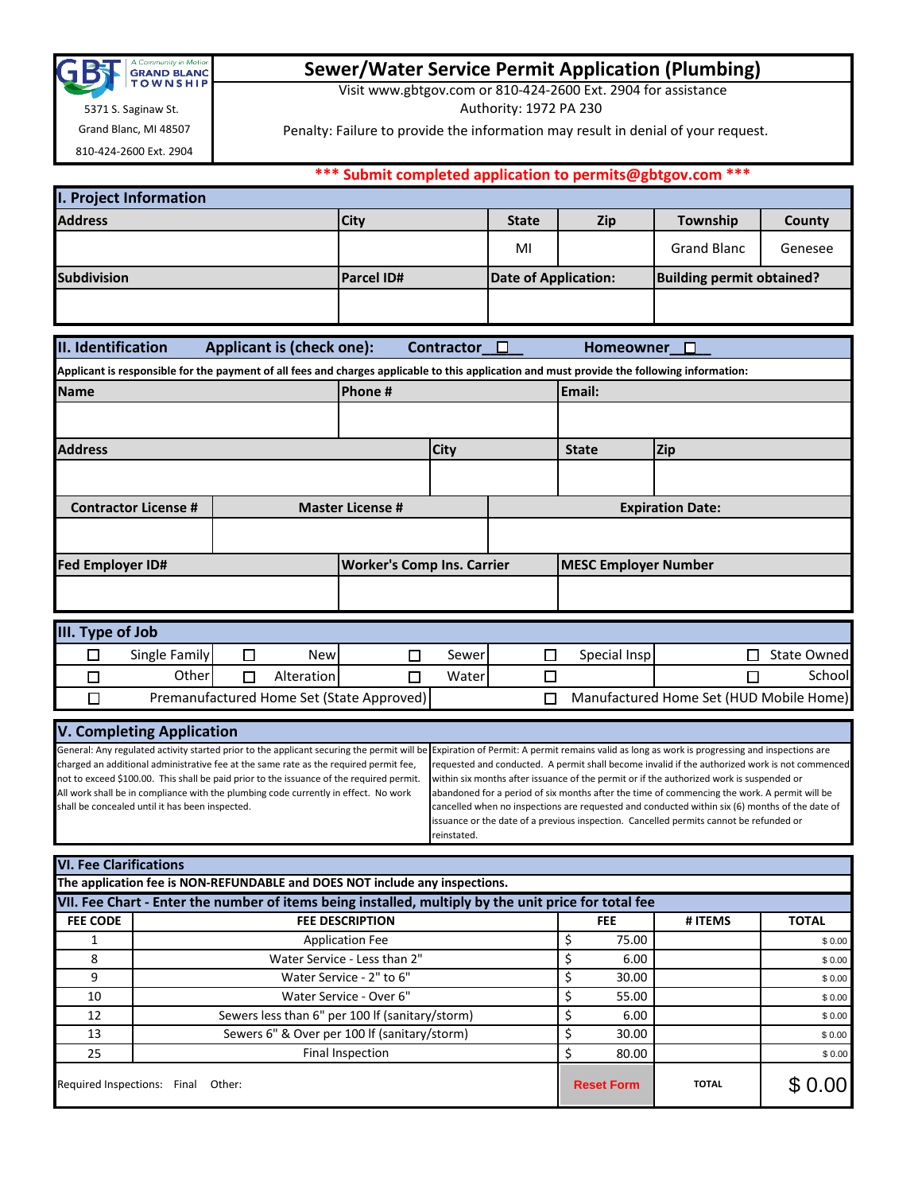GBT A Community in Motion GRAND BLANC TOWNSHIP

5371 S. Saginaw St.
Grand Blanc, MI 48507
810-424-2600 Ext. 2904

# Sewer/Water Service Permit Application (Plumbing)

Visit www.gbtgov.com or 810-424-2600 Ext. 2904 for assistance

Authority: 1972 PA 230

Penalty: Failure to provide the information may result in denial of your request.

**\*\*\* Submit completed application to permits@gbtgov.com \*\*\***

## I. Project Information

| Address | City | State | Zip | Township | County |
|---|---|---|---|---|---|
| | | MI | | Grand Blanc | Genesee |

| Subdivision | Parcel ID# | Date of Application: | Building permit obtained? |
|---|---|---|---|
| | | | |

## II. Identification    Applicant is (check one):    Contractor ☐    Homeowner ☐

**Applicant is responsible for the payment of all fees and charges applicable to this application and must provide the following information:**

| Name | Phone # | Email: |
|---|---|---|
| | | |

| Address | City | State | Zip |
|---|---|---|---|
| | | | |

| Contractor License # | Master License # | Expiration Date: |
|---|---|---|
| | | |

| Fed Employer ID# | Worker's Comp Ins. Carrier | MESC Employer Number |
|---|---|---|
| | | |

## III. Type of Job

| | | | | | |
|---|---|---|---|---|---|
| ☐ Single Family | ☐ New | ☐ Sewer | ☐ Special Insp | ☐ State Owned | |
| ☐ Other | ☐ Alteration | ☐ Water | ☐ | ☐ School | |
| ☐ Premanufactured Home Set (State Approved) | | | ☐ Manufactured Home Set (HUD Mobile Home) | | |

## V. Completing Application

General: Any regulated activity started prior to the applicant securing the permit will be charged an additional administrative fee at the same rate as the required permit fee, not to exceed $100.00. This shall be paid prior to the issuance of the required permit. All work shall be in compliance with the plumbing code currently in effect. No work shall be concealed until it has been inspected.

Expiration of Permit: A permit remains valid as long as work is progressing and inspections are requested and conducted. A permit shall become invalid if the authorized work is not commenced within six months after issuance of the permit or if the authorized work is suspended or abandoned for a period of six months after the time of commencing the work. A permit will be cancelled when no inspections are requested and conducted within six (6) months of the date of issuance or the date of a previous inspection. Cancelled permits cannot be refunded or reinstated.

## VI. Fee Clarifications

**The application fee is NON-REFUNDABLE and DOES NOT include any inspections.**

## VII. Fee Chart - Enter the number of items being installed, multiply by the unit price for total fee

| FEE CODE | FEE DESCRIPTION | FEE | # ITEMS | TOTAL |
|---|---|---|---|---|
| 1 | Application Fee | $ 75.00 | | $ 0.00 |
| 8 | Water Service - Less than 2" | $ 6.00 | | $ 0.00 |
| 9 | Water Service - 2" to 6" | $ 30.00 | | $ 0.00 |
| 10 | Water Service - Over 6" | $ 55.00 | | $ 0.00 |
| 12 | Sewers less than 6" per 100 lf (sanitary/storm) | $ 6.00 | | $ 0.00 |
| 13 | Sewers 6" & Over per 100 lf (sanitary/storm) | $ 30.00 | | $ 0.00 |
| 25 | Final Inspection | $ 80.00 | | $ 0.00 |
| Required Inspections: Final Other: | | Reset Form | TOTAL | $ 0.00 |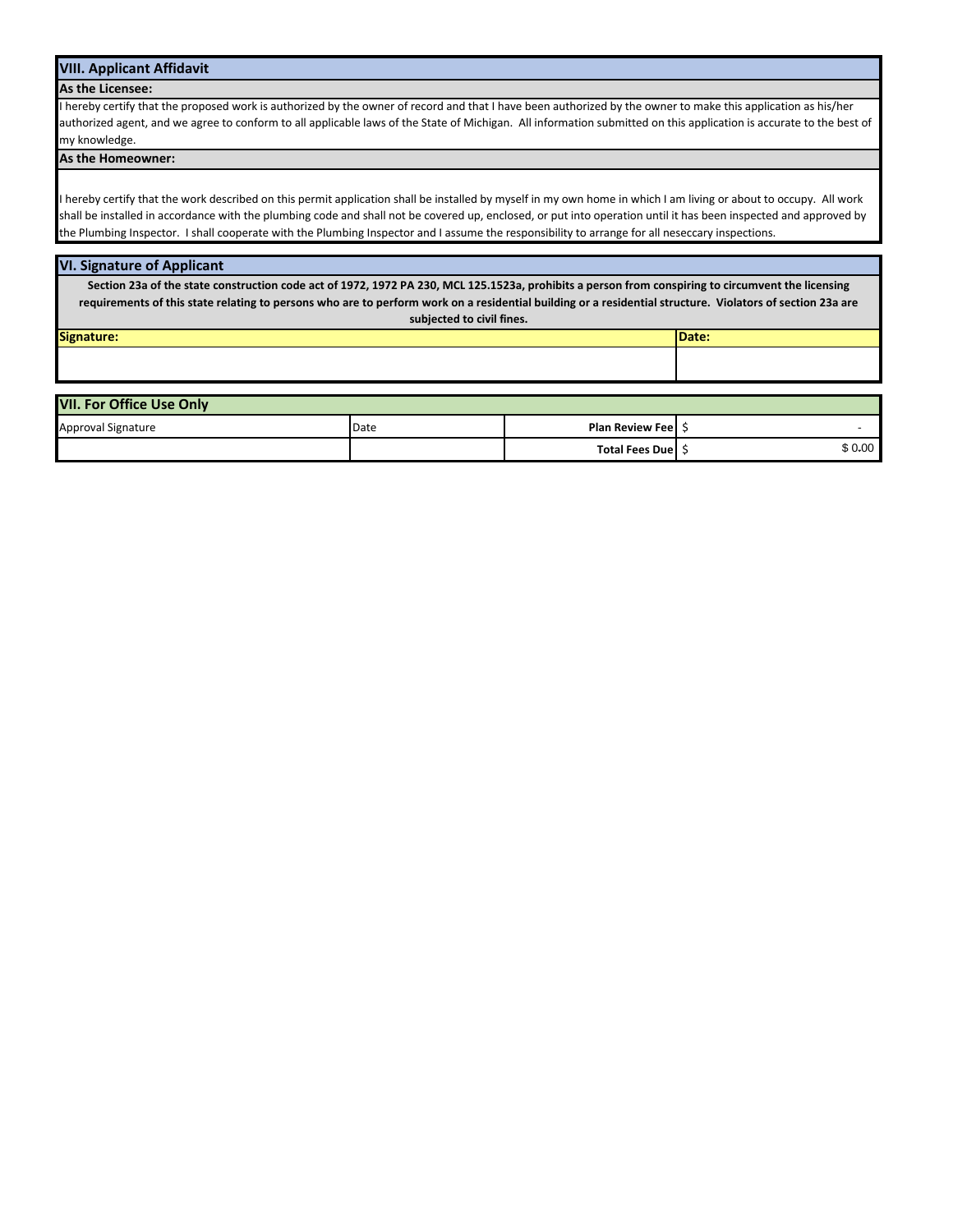## VIII. Applicant Affidavit

**As the Licensee:**

I hereby certify that the proposed work is authorized by the owner of record and that I have been authorized by the owner to make this application as his/her authorized agent, and we agree to conform to all applicable laws of the State of Michigan. All information submitted on this application is accurate to the best of my knowledge.

**As the Homeowner:**

I hereby certify that the work described on this permit application shall be installed by myself in my own home in which I am living or about to occupy. All work shall be installed in accordance with the plumbing code and shall not be covered up, enclosed, or put into operation until it has been inspected and approved by the Plumbing Inspector. I shall cooperate with the Plumbing Inspector and I assume the responsibility to arrange for all neseccary inspections.

## VI. Signature of Applicant

**Section 23a of the state construction code act of 1972, 1972 PA 230, MCL 125.1523a, prohibits a person from conspiring to circumvent the licensing requirements of this state relating to persons who are to perform work on a residential building or a residential structure. Violators of section 23a are subjected to civil fines.**

| Signature: | Date: |
|---|---|
| | |

## VII. For Office Use Only

| Approval Signature | Date | **Plan Review Fee** | $ - |
|---|---|---|---|
| | | **Total Fees Due** | $ $ 0.00 |